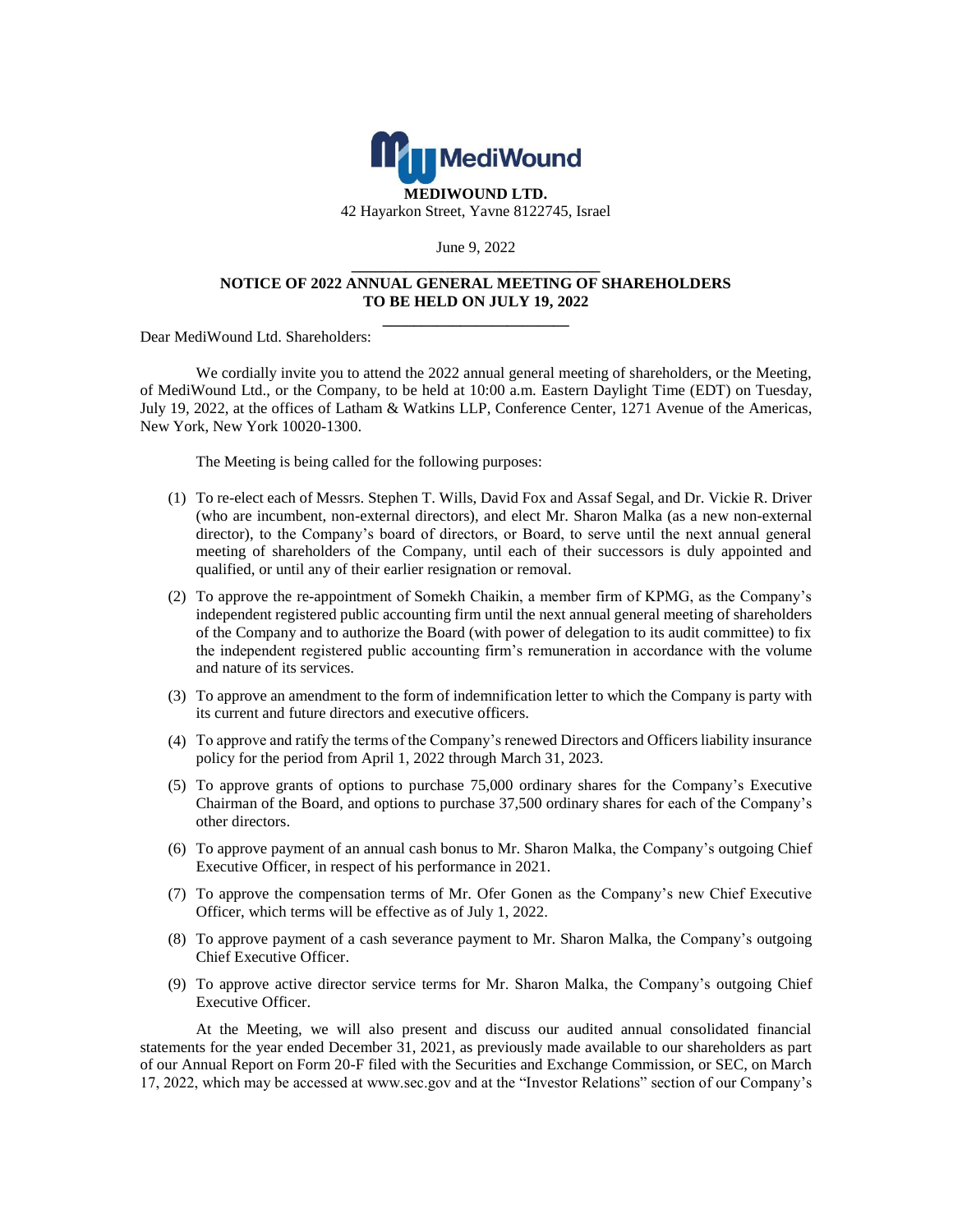**MEDIWOUND LTD.**
42 Hayarkon Street, Yavne 8122745, Israel

June 9, 2022

**NOTICE OF 2022 ANNUAL GENERAL MEETING OF SHAREHOLDERS**
**TO BE HELD ON JULY 19, 2022**

Dear MediWound Ltd. Shareholders:

We cordially invite you to attend the 2022 annual general meeting of shareholders, or the Meeting, of MediWound Ltd., or the Company, to be held at 10:00 a.m. Eastern Daylight Time (EDT) on Tuesday, July 19, 2022, at the offices of Latham & Watkins LLP, Conference Center, 1271 Avenue of the Americas, New York, New York 10020-1300.

The Meeting is being called for the following purposes:

(1) To re-elect each of Messrs. Stephen T. Wills, David Fox and Assaf Segal, and Dr. Vickie R. Driver (who are incumbent, non-external directors), and elect Mr. Sharon Malka (as a new non-external director), to the Company's board of directors, or Board, to serve until the next annual general meeting of shareholders of the Company, until each of their successors is duly appointed and qualified, or until any of their earlier resignation or removal.

(2) To approve the re-appointment of Somekh Chaikin, a member firm of KPMG, as the Company's independent registered public accounting firm until the next annual general meeting of shareholders of the Company and to authorize the Board (with power of delegation to its audit committee) to fix the independent registered public accounting firm's remuneration in accordance with the volume and nature of its services.

(3) To approve an amendment to the form of indemnification letter to which the Company is party with its current and future directors and executive officers.

(4) To approve and ratify the terms of the Company's renewed Directors and Officers liability insurance policy for the period from April 1, 2022 through March 31, 2023.

(5) To approve grants of options to purchase 75,000 ordinary shares for the Company's Executive Chairman of the Board, and options to purchase 37,500 ordinary shares for each of the Company's other directors.

(6) To approve payment of an annual cash bonus to Mr. Sharon Malka, the Company's outgoing Chief Executive Officer, in respect of his performance in 2021.

(7) To approve the compensation terms of Mr. Ofer Gonen as the Company's new Chief Executive Officer, which terms will be effective as of July 1, 2022.

(8) To approve payment of a cash severance payment to Mr. Sharon Malka, the Company's outgoing Chief Executive Officer.

(9) To approve active director service terms for Mr. Sharon Malka, the Company's outgoing Chief Executive Officer.

At the Meeting, we will also present and discuss our audited annual consolidated financial statements for the year ended December 31, 2021, as previously made available to our shareholders as part of our Annual Report on Form 20-F filed with the Securities and Exchange Commission, or SEC, on March 17, 2022, which may be accessed at www.sec.gov and at the "Investor Relations" section of our Company's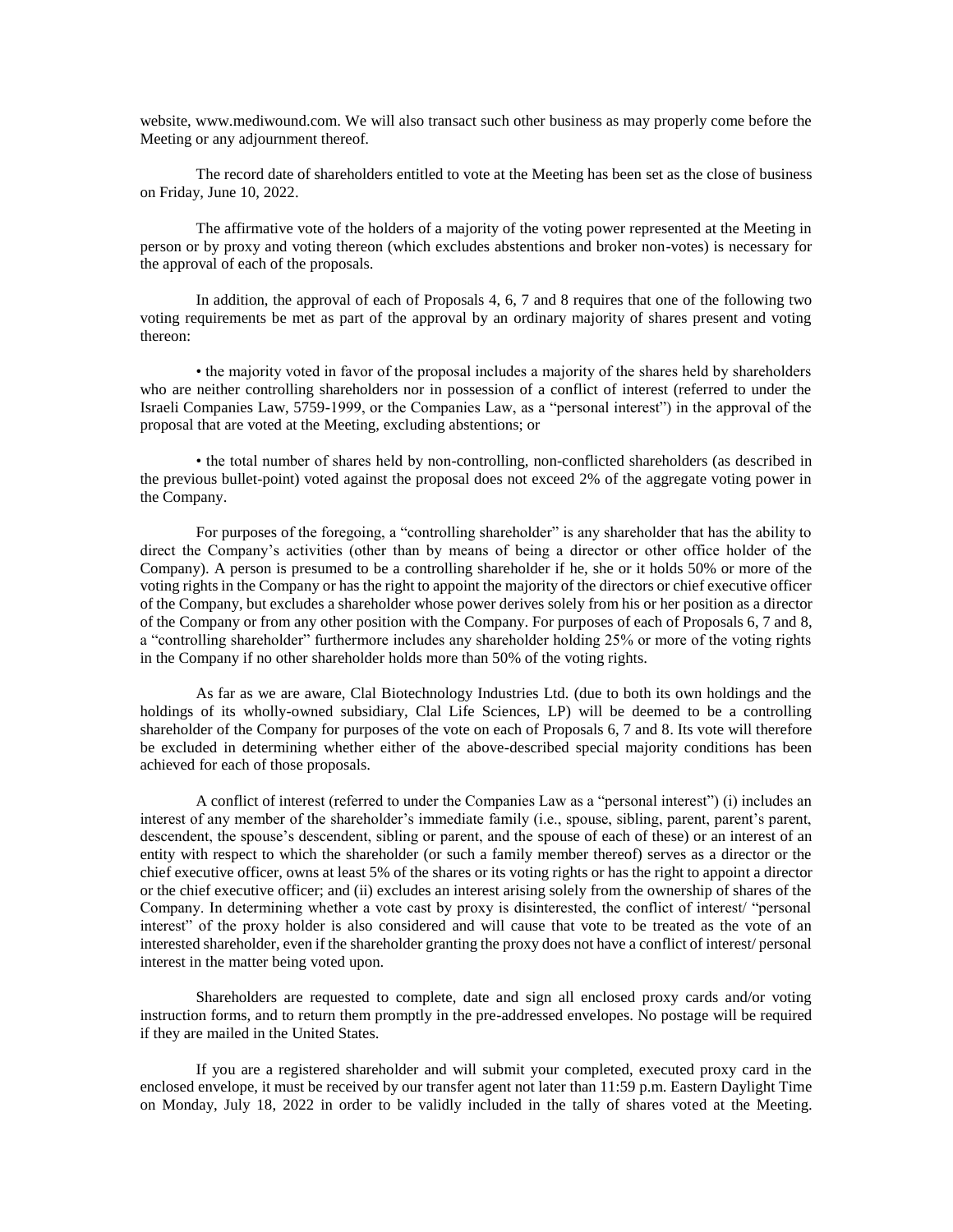website, www.mediwound.com. We will also transact such other business as may properly come before the Meeting or any adjournment thereof.

The record date of shareholders entitled to vote at the Meeting has been set as the close of business on Friday, June 10, 2022.

The affirmative vote of the holders of a majority of the voting power represented at the Meeting in person or by proxy and voting thereon (which excludes abstentions and broker non-votes) is necessary for the approval of each of the proposals.

In addition, the approval of each of Proposals 4, 6, 7 and 8 requires that one of the following two voting requirements be met as part of the approval by an ordinary majority of shares present and voting thereon:

• the majority voted in favor of the proposal includes a majority of the shares held by shareholders who are neither controlling shareholders nor in possession of a conflict of interest (referred to under the Israeli Companies Law, 5759-1999, or the Companies Law, as a "personal interest") in the approval of the proposal that are voted at the Meeting, excluding abstentions; or

• the total number of shares held by non-controlling, non-conflicted shareholders (as described in the previous bullet-point) voted against the proposal does not exceed 2% of the aggregate voting power in the Company.

For purposes of the foregoing, a "controlling shareholder" is any shareholder that has the ability to direct the Company's activities (other than by means of being a director or other office holder of the Company). A person is presumed to be a controlling shareholder if he, she or it holds 50% or more of the voting rights in the Company or has the right to appoint the majority of the directors or chief executive officer of the Company, but excludes a shareholder whose power derives solely from his or her position as a director of the Company or from any other position with the Company. For purposes of each of Proposals 6, 7 and 8, a "controlling shareholder" furthermore includes any shareholder holding 25% or more of the voting rights in the Company if no other shareholder holds more than 50% of the voting rights.

As far as we are aware, Clal Biotechnology Industries Ltd. (due to both its own holdings and the holdings of its wholly-owned subsidiary, Clal Life Sciences, LP) will be deemed to be a controlling shareholder of the Company for purposes of the vote on each of Proposals 6, 7 and 8. Its vote will therefore be excluded in determining whether either of the above-described special majority conditions has been achieved for each of those proposals.

A conflict of interest (referred to under the Companies Law as a "personal interest") (i) includes an interest of any member of the shareholder's immediate family (i.e., spouse, sibling, parent, parent's parent, descendent, the spouse's descendent, sibling or parent, and the spouse of each of these) or an interest of an entity with respect to which the shareholder (or such a family member thereof) serves as a director or the chief executive officer, owns at least 5% of the shares or its voting rights or has the right to appoint a director or the chief executive officer; and (ii) excludes an interest arising solely from the ownership of shares of the Company. In determining whether a vote cast by proxy is disinterested, the conflict of interest/ "personal interest" of the proxy holder is also considered and will cause that vote to be treated as the vote of an interested shareholder, even if the shareholder granting the proxy does not have a conflict of interest/ personal interest in the matter being voted upon.

Shareholders are requested to complete, date and sign all enclosed proxy cards and/or voting instruction forms, and to return them promptly in the pre-addressed envelopes. No postage will be required if they are mailed in the United States.

If you are a registered shareholder and will submit your completed, executed proxy card in the enclosed envelope, it must be received by our transfer agent not later than 11:59 p.m. Eastern Daylight Time on Monday, July 18, 2022 in order to be validly included in the tally of shares voted at the Meeting.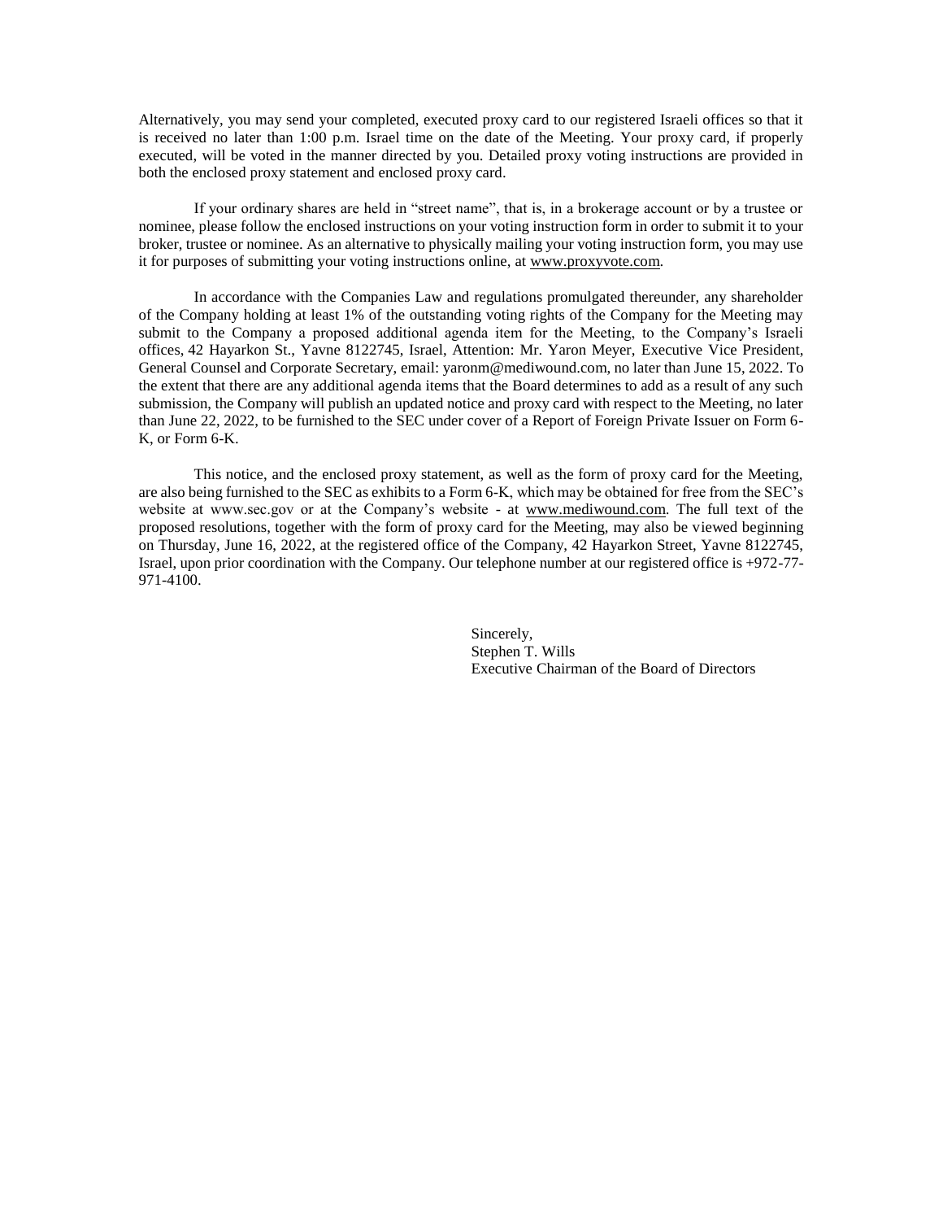Alternatively, you may send your completed, executed proxy card to our registered Israeli offices so that it is received no later than 1:00 p.m. Israel time on the date of the Meeting. Your proxy card, if properly executed, will be voted in the manner directed by you. Detailed proxy voting instructions are provided in both the enclosed proxy statement and enclosed proxy card.

If your ordinary shares are held in "street name", that is, in a brokerage account or by a trustee or nominee, please follow the enclosed instructions on your voting instruction form in order to submit it to your broker, trustee or nominee. As an alternative to physically mailing your voting instruction form, you may use it for purposes of submitting your voting instructions online, at www.proxyvote.com.

In accordance with the Companies Law and regulations promulgated thereunder, any shareholder of the Company holding at least 1% of the outstanding voting rights of the Company for the Meeting may submit to the Company a proposed additional agenda item for the Meeting, to the Company's Israeli offices, 42 Hayarkon St., Yavne 8122745, Israel, Attention: Mr. Yaron Meyer, Executive Vice President, General Counsel and Corporate Secretary, email: yaronm@mediwound.com, no later than June 15, 2022. To the extent that there are any additional agenda items that the Board determines to add as a result of any such submission, the Company will publish an updated notice and proxy card with respect to the Meeting, no later than June 22, 2022, to be furnished to the SEC under cover of a Report of Foreign Private Issuer on Form 6-K, or Form 6-K.

This notice, and the enclosed proxy statement, as well as the form of proxy card for the Meeting, are also being furnished to the SEC as exhibits to a Form 6-K, which may be obtained for free from the SEC's website at www.sec.gov or at the Company's website - at www.mediwound.com. The full text of the proposed resolutions, together with the form of proxy card for the Meeting, may also be viewed beginning on Thursday, June 16, 2022, at the registered office of the Company, 42 Hayarkon Street, Yavne 8122745, Israel, upon prior coordination with the Company. Our telephone number at our registered office is +972-77-971-4100.

Sincerely,
Stephen T. Wills
Executive Chairman of the Board of Directors